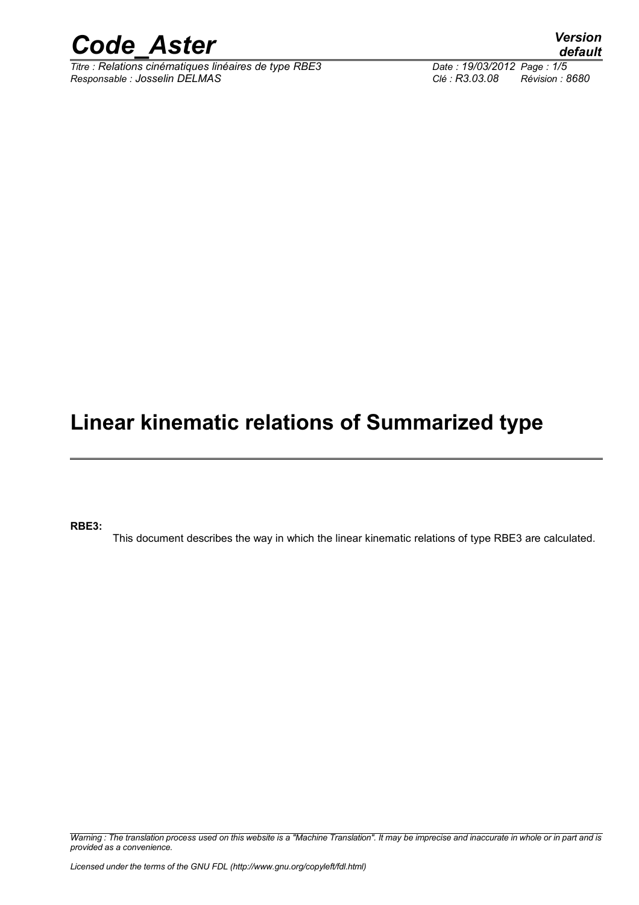# Linear kinematic relations of Summarized type

**RBE3:**

This document describes the way in which the linear kinematic relations of type RBE3 are calculated.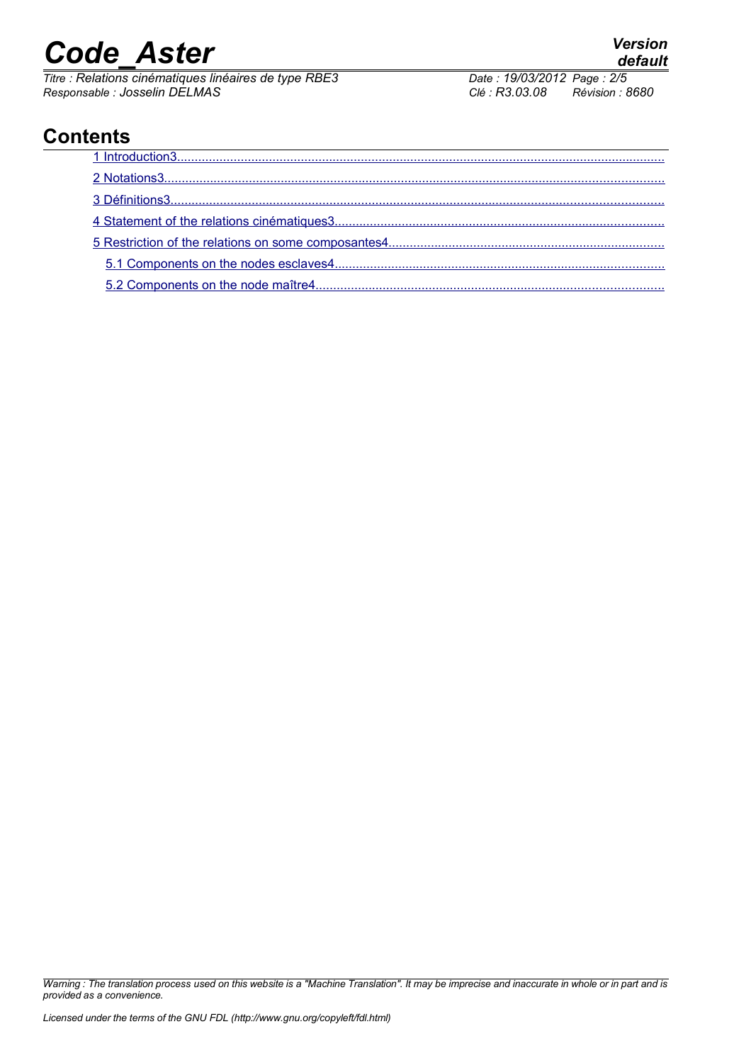## Contents

1 Introduction3

2 Notations3

3 Définitions3

4 Statement of the relations cinématiques3

5 Restriction of the relations on some composantes4

5.1 Components on the nodes esclaves4

5.2 Components on the node maître4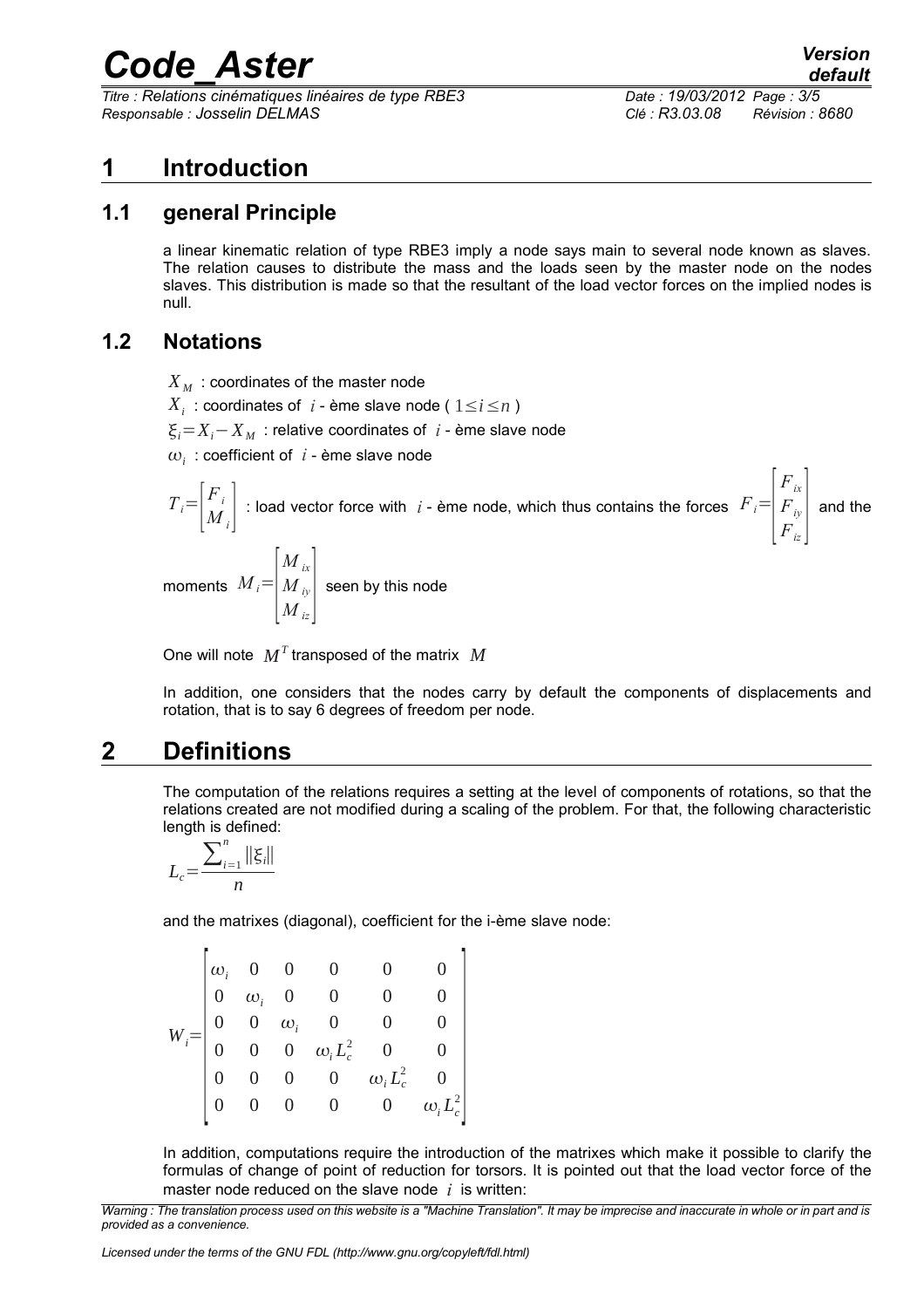# 1 Introduction

## 1.1 general Principle

a linear kinematic relation of type RBE3 imply a node says main to several node known as slaves. The relation causes to distribute the mass and the loads seen by the master node on the nodes slaves. This distribution is made so that the resultant of the load vector forces on the implied nodes is null.

## 1.2 Notations

$X_M$ : coordinates of the master node

$X_i$ : coordinates of $i$ - ème slave node ( $1 \leq i \leq n$ )

$\xi_i = X_i - X_M$ : relative coordinates of $i$ - ème slave node

$\omega_i$ : coefficient of $i$ - ème slave node

$T_i = \begin{bmatrix} F_i \\ M_i \end{bmatrix}$ : load vector force with $i$ - ème node, which thus contains the forces $F_i = \begin{bmatrix} F_{ix} \\ F_{iy} \\ F_{iz} \end{bmatrix}$ and the moments $M_i = \begin{bmatrix} M_{ix} \\ M_{iy} \\ M_{iz} \end{bmatrix}$ seen by this node

One will note $M^T$ transposed of the matrix $M$

In addition, one considers that the nodes carry by default the components of displacements and rotation, that is to say 6 degrees of freedom per node.

# 2 Definitions

The computation of the relations requires a setting at the level of components of rotations, so that the relations created are not modified during a scaling of the problem. For that, the following characteristic length is defined:

$$L_c = \frac{\sum_{i=1}^{n} \|\xi_i\|}{n}$$

and the matrixes (diagonal), coefficient for the i-ème slave node:

$$W_i = \begin{bmatrix} \omega_i & 0 & 0 & 0 & 0 & 0 \\ 0 & \omega_i & 0 & 0 & 0 & 0 \\ 0 & 0 & \omega_i & 0 & 0 & 0 \\ 0 & 0 & 0 & \omega_i L_c^2 & 0 & 0 \\ 0 & 0 & 0 & 0 & \omega_i L_c^2 & 0 \\ 0 & 0 & 0 & 0 & 0 & \omega_i L_c^2 \end{bmatrix}$$

In addition, computations require the introduction of the matrixes which make it possible to clarify the formulas of change of point of reduction for torsors. It is pointed out that the load vector force of the master node reduced on the slave node $i$ is written: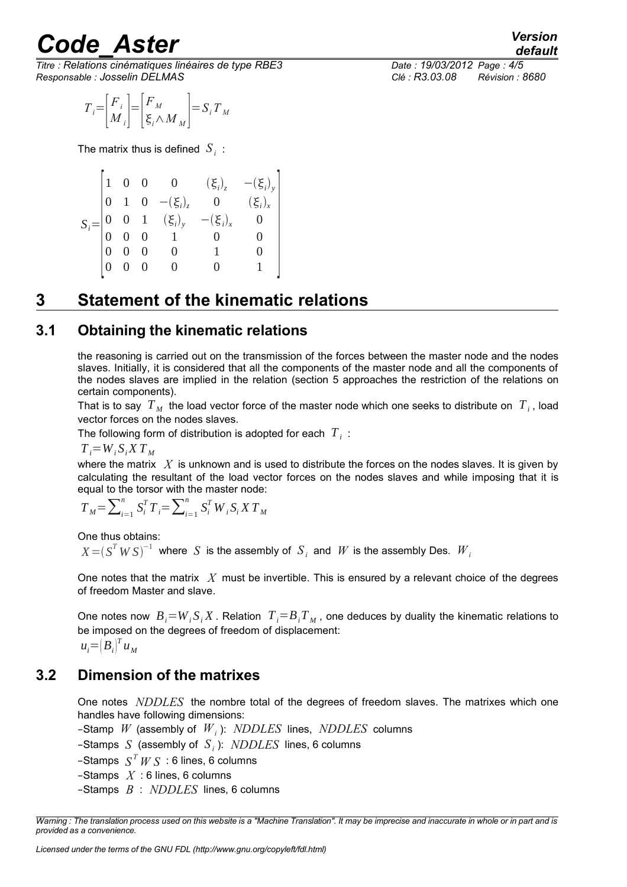$$T_i = \begin{bmatrix} F_i \\ M_i \end{bmatrix} = \begin{bmatrix} F_M \\ \xi_i \wedge M_M \end{bmatrix} = S_i T_M$$

The matrix thus is defined $S_i$ :

$$S_i = \begin{bmatrix} 1 & 0 & 0 & 0 & (\xi_i)_z & -(\xi_i)_y \\ 0 & 1 & 0 & -(\xi_i)_z & 0 & (\xi_i)_x \\ 0 & 0 & 1 & (\xi_i)_y & -(\xi_i)_x & 0 \\ 0 & 0 & 0 & 1 & 0 & 0 \\ 0 & 0 & 0 & 0 & 1 & 0 \\ 0 & 0 & 0 & 0 & 0 & 1 \end{bmatrix}$$

# 3 Statement of the kinematic relations

## 3.1 Obtaining the kinematic relations

the reasoning is carried out on the transmission of the forces between the master node and the nodes slaves. Initially, it is considered that all the components of the master node and all the components of the nodes slaves are implied in the relation (section 5 approaches the restriction of the relations on certain components).

That is to say $T_M$ the load vector force of the master node which one seeks to distribute on $T_i$, load vector forces on the nodes slaves.

The following form of distribution is adopted for each $T_i$ :

$T_i = W_i S_i X T_M$

where the matrix $X$ is unknown and is used to distribute the forces on the nodes slaves. It is given by calculating the resultant of the load vector forces on the nodes slaves and while imposing that it is equal to the torsor with the master node:

$T_M = \sum_{i=1}^{n} S_i^T T_i = \sum_{i=1}^{n} S_i^T W_i S_i X T_M$

One thus obtains:

$X = (S^T W S)^{-1}$ where $S$ is the assembly of $S_i$ and $W$ is the assembly Des. $W_i$

One notes that the matrix $X$ must be invertible. This is ensured by a relevant choice of the degrees of freedom Master and slave.

One notes now $B_i = W_i S_i X$. Relation $T_i = B_i T_M$, one deduces by duality the kinematic relations to be imposed on the degrees of freedom of displacement:

$u_i = (B_i)^T u_M$

## 3.2 Dimension of the matrixes

One notes $NDDLES$ the nombre total of the degrees of freedom slaves. The matrixes which one handles have following dimensions:

- Stamp $W$ (assembly of $W_i$): $NDDLES$ lines, $NDDLES$ columns
- Stamps $S$ (assembly of $S_i$): $NDDLES$ lines, 6 columns
- Stamps $S^T W S$ : 6 lines, 6 columns
- Stamps $X$ : 6 lines, 6 columns
- Stamps $B$ : $NDDLES$ lines, 6 columns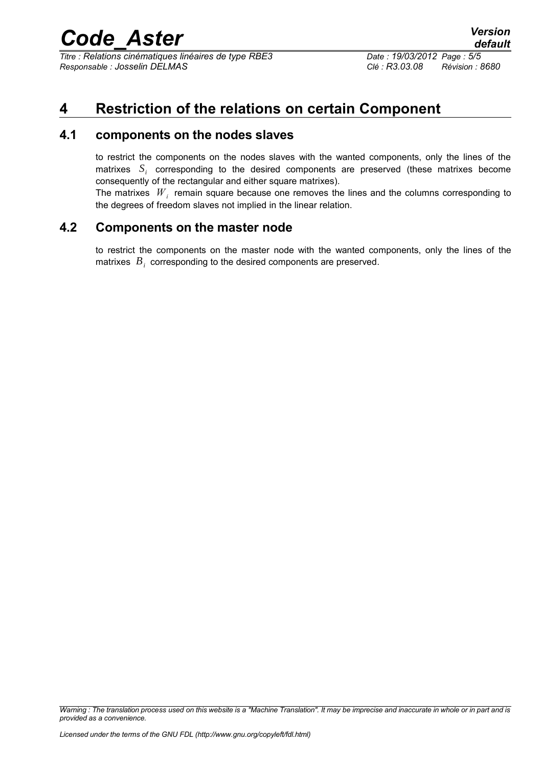# 4 Restriction of the relations on certain Component

## 4.1 components on the nodes slaves

to restrict the components on the nodes slaves with the wanted components, only the lines of the matrixes $S_i$ corresponding to the desired components are preserved (these matrixes become consequently of the rectangular and either square matrixes).

The matrixes $W_i$ remain square because one removes the lines and the columns corresponding to the degrees of freedom slaves not implied in the linear relation.

## 4.2 Components on the master node

to restrict the components on the master node with the wanted components, only the lines of the matrixes $B_i$ corresponding to the desired components are preserved.